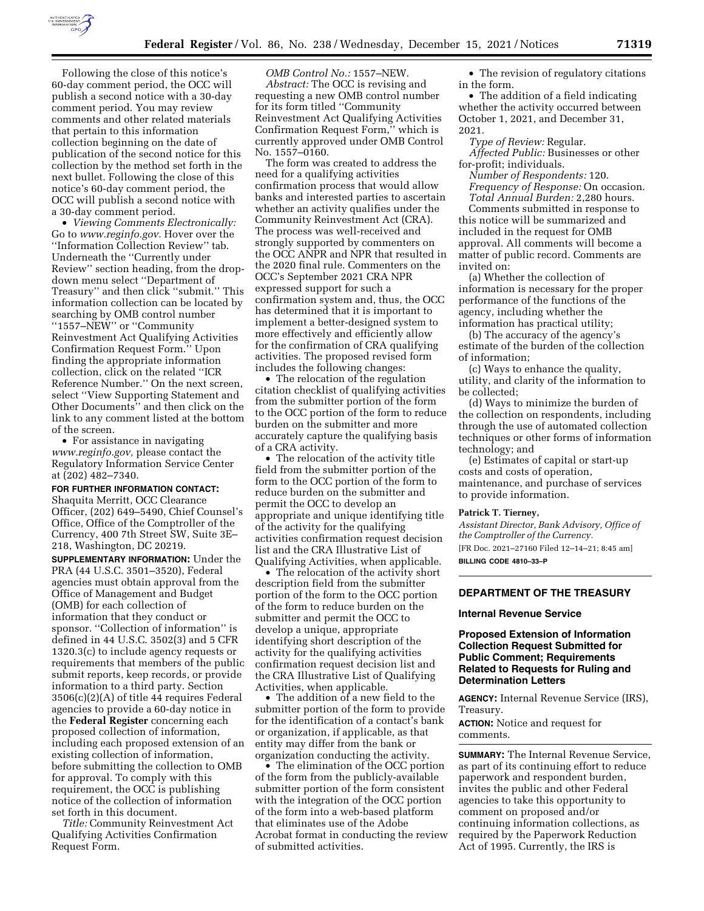Following the close of this notice's 60-day comment period, the OCC will publish a second notice with a 30-day comment period. You may review comments and other related materials that pertain to this information collection beginning on the date of publication of the second notice for this collection by the method set forth in the next bullet. Following the close of this notice's 60-day comment period, the OCC will publish a second notice with a 30-day comment period.

- *Viewing Comments Electronically:* Go to *www.reginfo.gov.* Hover over the ''Information Collection Review'' tab. Underneath the ''Currently under Review'' section heading, from the drop-down menu select ''Department of Treasury'' and then click ''submit.'' This information collection can be located by searching by OMB control number ''1557–NEW'' or ''Community Reinvestment Act Qualifying Activities Confirmation Request Form.'' Upon finding the appropriate information collection, click on the related ''ICR Reference Number.'' On the next screen, select ''View Supporting Statement and Other Documents'' and then click on the link to any comment listed at the bottom of the screen.
- For assistance in navigating *www.reginfo.gov,* please contact the Regulatory Information Service Center at (202) 482–7340.

**FOR FURTHER INFORMATION CONTACT:** Shaquita Merritt, OCC Clearance Officer, (202) 649–5490, Chief Counsel's Office, Office of the Comptroller of the Currency, 400 7th Street SW, Suite 3E–218, Washington, DC 20219.

**SUPPLEMENTARY INFORMATION:** Under the PRA (44 U.S.C. 3501–3520), Federal agencies must obtain approval from the Office of Management and Budget (OMB) for each collection of information that they conduct or sponsor. ''Collection of information'' is defined in 44 U.S.C. 3502(3) and 5 CFR 1320.3(c) to include agency requests or requirements that members of the public submit reports, keep records, or provide information to a third party. Section 3506(c)(2)(A) of title 44 requires Federal agencies to provide a 60-day notice in the **Federal Register** concerning each proposed collection of information, including each proposed extension of an existing collection of information, before submitting the collection to OMB for approval. To comply with this requirement, the OCC is publishing notice of the collection of information set forth in this document.

*Title:* Community Reinvestment Act Qualifying Activities Confirmation Request Form.

*OMB Control No.:* 1557–NEW.

*Abstract:* The OCC is revising and requesting a new OMB control number for its form titled ''Community Reinvestment Act Qualifying Activities Confirmation Request Form,'' which is currently approved under OMB Control No. 1557–0160.

The form was created to address the need for a qualifying activities confirmation process that would allow banks and interested parties to ascertain whether an activity qualifies under the Community Reinvestment Act (CRA). The process was well-received and strongly supported by commenters on the OCC ANPR and NPR that resulted in the 2020 final rule. Commenters on the OCC's September 2021 CRA NPR expressed support for such a confirmation system and, thus, the OCC has determined that it is important to implement a better-designed system to more effectively and efficiently allow for the confirmation of CRA qualifying activities. The proposed revised form includes the following changes:

- The relocation of the regulation citation checklist of qualifying activities from the submitter portion of the form to the OCC portion of the form to reduce burden on the submitter and more accurately capture the qualifying basis of a CRA activity.
- The relocation of the activity title field from the submitter portion of the form to the OCC portion of the form to reduce burden on the submitter and permit the OCC to develop an appropriate and unique identifying title of the activity for the qualifying activities confirmation request decision list and the CRA Illustrative List of Qualifying Activities, when applicable.
- The relocation of the activity short description field from the submitter portion of the form to the OCC portion of the form to reduce burden on the submitter and permit the OCC to develop a unique, appropriate identifying short description of the activity for the qualifying activities confirmation request decision list and the CRA Illustrative List of Qualifying Activities, when applicable.
- The addition of a new field to the submitter portion of the form to provide for the identification of a contact's bank or organization, if applicable, as that entity may differ from the bank or organization conducting the activity.
- The elimination of the OCC portion of the form from the publicly-available submitter portion of the form consistent with the integration of the OCC portion of the form into a web-based platform that eliminates use of the Adobe Acrobat format in conducting the review of submitted activities.
- The revision of regulatory citations in the form.
- The addition of a field indicating whether the activity occurred between October 1, 2021, and December 31, 2021.

*Type of Review:* Regular.

*Affected Public:* Businesses or other for-profit; individuals.

*Number of Respondents:* 120.

*Frequency of Response:* On occasion.

*Total Annual Burden:* 2,280 hours.

Comments submitted in response to this notice will be summarized and included in the request for OMB approval. All comments will become a matter of public record. Comments are invited on:

(a) Whether the collection of information is necessary for the proper performance of the functions of the agency, including whether the information has practical utility;

(b) The accuracy of the agency's estimate of the burden of the collection of information;

(c) Ways to enhance the quality, utility, and clarity of the information to be collected;

(d) Ways to minimize the burden of the collection on respondents, including through the use of automated collection techniques or other forms of information technology; and

(e) Estimates of capital or start-up costs and costs of operation, maintenance, and purchase of services to provide information.

**Patrick T. Tierney,**

*Assistant Director, Bank Advisory, Office of the Comptroller of the Currency.*

[FR Doc. 2021–27160 Filed 12–14–21; 8:45 am]

**BILLING CODE 4810–33–P**

## DEPARTMENT OF THE TREASURY

### Internal Revenue Service

### Proposed Extension of Information Collection Request Submitted for Public Comment; Requirements Related to Requests for Ruling and Determination Letters

**AGENCY:** Internal Revenue Service (IRS), Treasury.

**ACTION:** Notice and request for comments.

**SUMMARY:** The Internal Revenue Service, as part of its continuing effort to reduce paperwork and respondent burden, invites the public and other Federal agencies to take this opportunity to comment on proposed and/or continuing information collections, as required by the Paperwork Reduction Act of 1995. Currently, the IRS is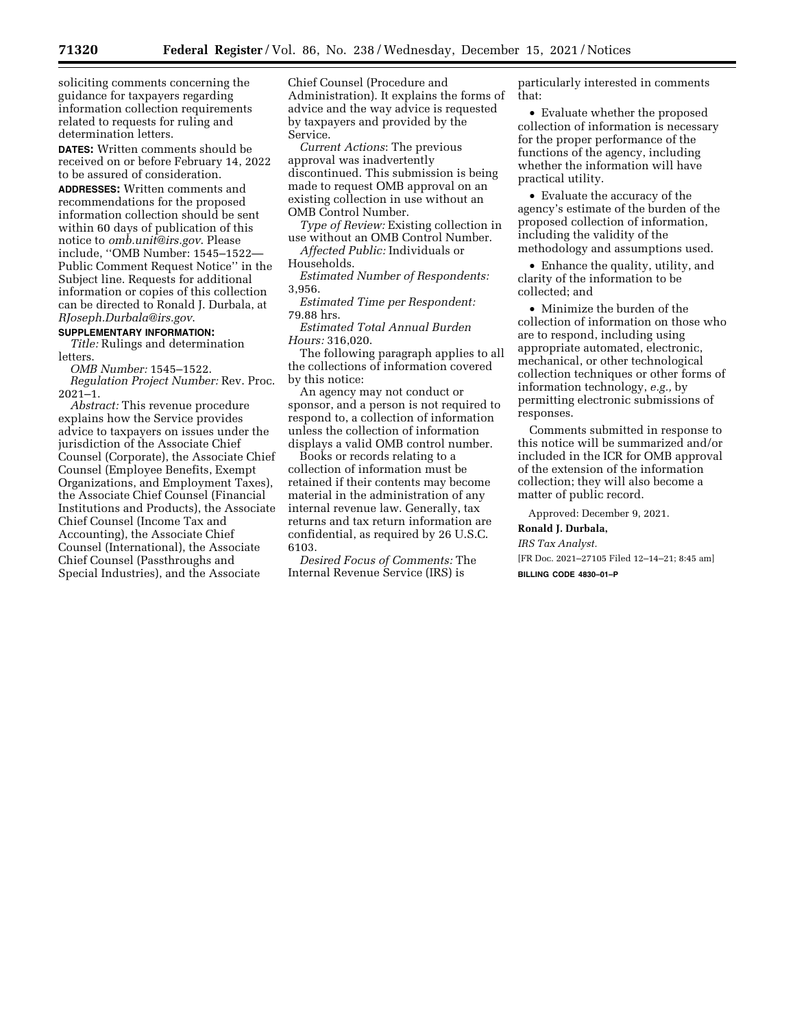soliciting comments concerning the guidance for taxpayers regarding information collection requirements related to requests for ruling and determination letters.

**DATES:** Written comments should be received on or before February 14, 2022 to be assured of consideration.

**ADDRESSES:** Written comments and recommendations for the proposed information collection should be sent within 60 days of publication of this notice to *omb.unit@irs.gov*. Please include, ''OMB Number: 1545–1522—Public Comment Request Notice'' in the Subject line. Requests for additional information or copies of this collection can be directed to Ronald J. Durbala, at *RJoseph.Durbala@irs.gov*.

**SUPPLEMENTARY INFORMATION:**

*Title:* Rulings and determination letters.

*OMB Number:* 1545–1522.

*Regulation Project Number:* Rev. Proc. 2021–1.

*Abstract:* This revenue procedure explains how the Service provides advice to taxpayers on issues under the jurisdiction of the Associate Chief Counsel (Corporate), the Associate Chief Counsel (Employee Benefits, Exempt Organizations, and Employment Taxes), the Associate Chief Counsel (Financial Institutions and Products), the Associate Chief Counsel (Income Tax and Accounting), the Associate Chief Counsel (International), the Associate Chief Counsel (Passthroughs and Special Industries), and the Associate Chief Counsel (Procedure and Administration). It explains the forms of advice and the way advice is requested by taxpayers and provided by the Service.

*Current Actions*: The previous approval was inadvertently discontinued. This submission is being made to request OMB approval on an existing collection in use without an OMB Control Number.

*Type of Review:* Existing collection in use without an OMB Control Number.

*Affected Public:* Individuals or Households.

*Estimated Number of Respondents:* 3,956.

*Estimated Time per Respondent:* 79.88 hrs.

*Estimated Total Annual Burden Hours:* 316,020.

The following paragraph applies to all the collections of information covered by this notice:

An agency may not conduct or sponsor, and a person is not required to respond to, a collection of information unless the collection of information displays a valid OMB control number.

Books or records relating to a collection of information must be retained if their contents may become material in the administration of any internal revenue law. Generally, tax returns and tax return information are confidential, as required by 26 U.S.C. 6103.

*Desired Focus of Comments:* The Internal Revenue Service (IRS) is particularly interested in comments that:

- Evaluate whether the proposed collection of information is necessary for the proper performance of the functions of the agency, including whether the information will have practical utility.
- Evaluate the accuracy of the agency's estimate of the burden of the proposed collection of information, including the validity of the methodology and assumptions used.
- Enhance the quality, utility, and clarity of the information to be collected; and
- Minimize the burden of the collection of information on those who are to respond, including using appropriate automated, electronic, mechanical, or other technological collection techniques or other forms of information technology, *e.g.,* by permitting electronic submissions of responses.

Comments submitted in response to this notice will be summarized and/or included in the ICR for OMB approval of the extension of the information collection; they will also become a matter of public record.

Approved: December 9, 2021.

**Ronald J. Durbala,**

*IRS Tax Analyst.*

[FR Doc. 2021–27105 Filed 12–14–21; 8:45 am]

**BILLING CODE 4830–01–P**